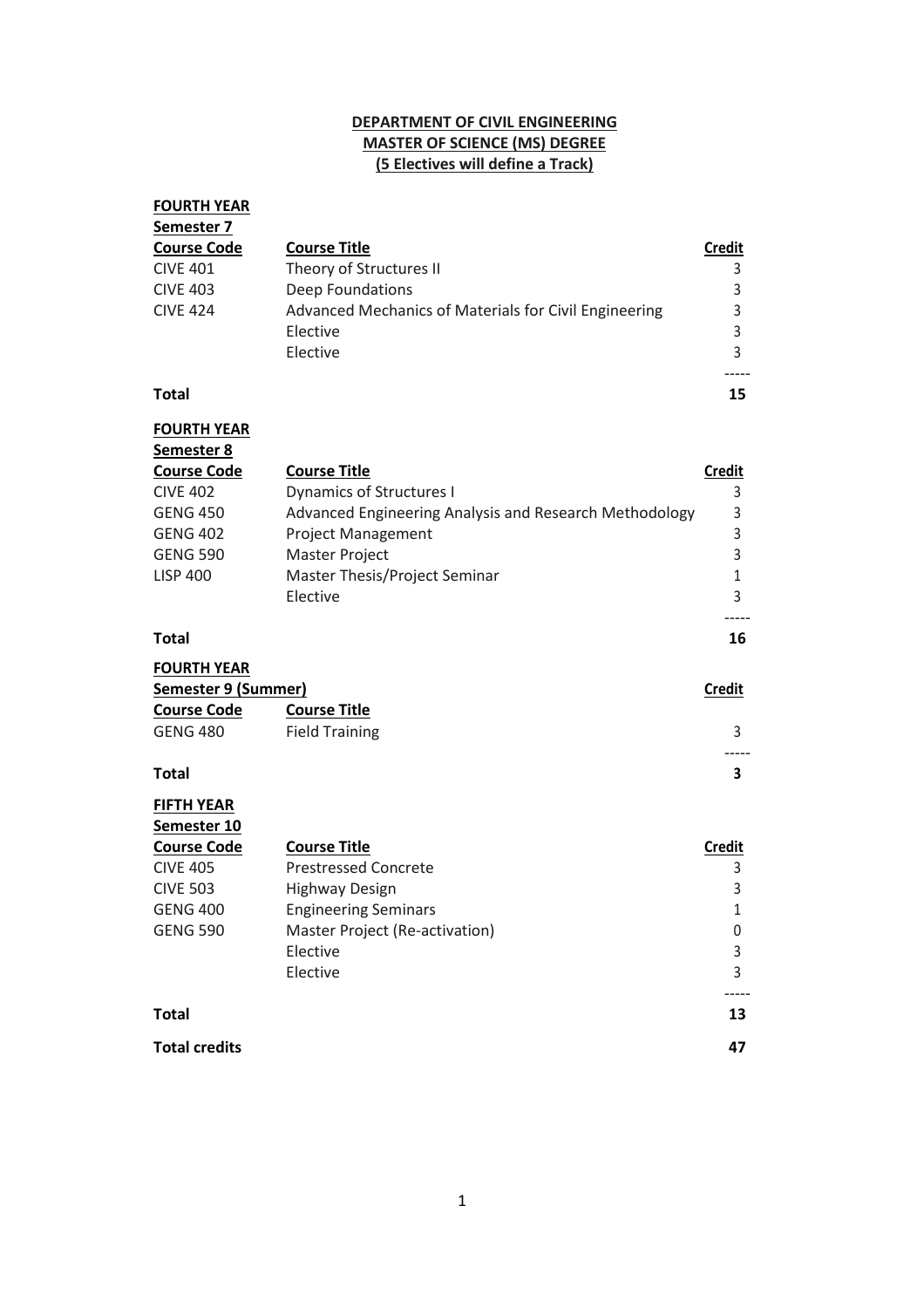# DEPARTMENT OF CIVIL ENGINEERING
## MASTER OF SCIENCE (MS) DEGREE
### (5 Electives will define a Track)

**FOURTH YEAR**
**Semester 7**

| Course Code | Course Title | Credit |
|---|---|---|
| CIVE 401 | Theory of Structures II | 3 |
| CIVE 403 | Deep Foundations | 3 |
| CIVE 424 | Advanced Mechanics of Materials for Civil Engineering | 3 |
| | Elective | 3 |
| | Elective | 3 |
| **Total** | | **15** |

**FOURTH YEAR**
**Semester 8**

| Course Code | Course Title | Credit |
|---|---|---|
| CIVE 402 | Dynamics of Structures I | 3 |
| GENG 450 | Advanced Engineering Analysis and Research Methodology | 3 |
| GENG 402 | Project Management | 3 |
| GENG 590 | Master Project | 3 |
| LISP 400 | Master Thesis/Project Seminar | 1 |
| | Elective | 3 |
| **Total** | | **16** |

**FOURTH YEAR**
**Semester 9 (Summer)**

| Course Code | Course Title | Credit |
|---|---|---|
| GENG 480 | Field Training | 3 |
| **Total** | | **3** |

**FIFTH YEAR**
**Semester 10**

| Course Code | Course Title | Credit |
|---|---|---|
| CIVE 405 | Prestressed Concrete | 3 |
| CIVE 503 | Highway Design | 3 |
| GENG 400 | Engineering Seminars | 1 |
| GENG 590 | Master Project (Re-activation) | 0 |
| | Elective | 3 |
| | Elective | 3 |
| **Total** | | **13** |

**Total credits** **47**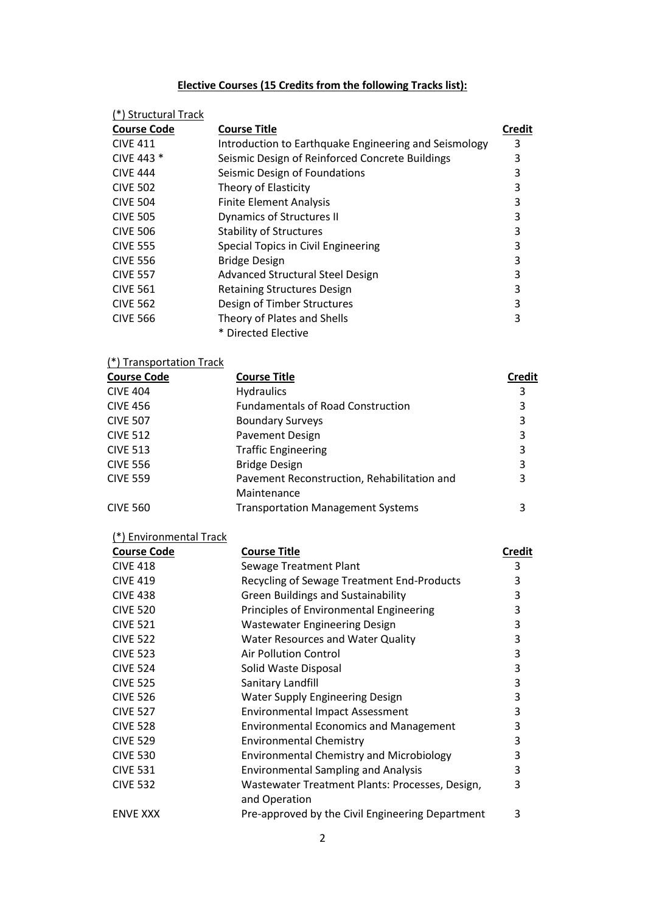**Elective Courses (15 Credits from the following Tracks list):**

(*) Structural Track

| Course Code | Course Title | Credit |
|---|---|---|
| CIVE 411 | Introduction to Earthquake Engineering and Seismology | 3 |
| CIVE 443 * | Seismic Design of Reinforced Concrete Buildings | 3 |
| CIVE 444 | Seismic Design of Foundations | 3 |
| CIVE 502 | Theory of Elasticity | 3 |
| CIVE 504 | Finite Element Analysis | 3 |
| CIVE 505 | Dynamics of Structures II | 3 |
| CIVE 506 | Stability of Structures | 3 |
| CIVE 555 | Special Topics in Civil Engineering | 3 |
| CIVE 556 | Bridge Design | 3 |
| CIVE 557 | Advanced Structural Steel Design | 3 |
| CIVE 561 | Retaining Structures Design | 3 |
| CIVE 562 | Design of Timber Structures | 3 |
| CIVE 566 | Theory of Plates and Shells | 3 |

* Directed Elective

(*) Transportation Track

| Course Code | Course Title | Credit |
|---|---|---|
| CIVE 404 | Hydraulics | 3 |
| CIVE 456 | Fundamentals of Road Construction | 3 |
| CIVE 507 | Boundary Surveys | 3 |
| CIVE 512 | Pavement Design | 3 |
| CIVE 513 | Traffic Engineering | 3 |
| CIVE 556 | Bridge Design | 3 |
| CIVE 559 | Pavement Reconstruction, Rehabilitation and Maintenance | 3 |
| CIVE 560 | Transportation Management Systems | 3 |

(*) Environmental Track

| Course Code | Course Title | Credit |
|---|---|---|
| CIVE 418 | Sewage Treatment Plant | 3 |
| CIVE 419 | Recycling of Sewage Treatment End-Products | 3 |
| CIVE 438 | Green Buildings and Sustainability | 3 |
| CIVE 520 | Principles of Environmental Engineering | 3 |
| CIVE 521 | Wastewater Engineering Design | 3 |
| CIVE 522 | Water Resources and Water Quality | 3 |
| CIVE 523 | Air Pollution Control | 3 |
| CIVE 524 | Solid Waste Disposal | 3 |
| CIVE 525 | Sanitary Landfill | 3 |
| CIVE 526 | Water Supply Engineering Design | 3 |
| CIVE 527 | Environmental Impact Assessment | 3 |
| CIVE 528 | Environmental Economics and Management | 3 |
| CIVE 529 | Environmental Chemistry | 3 |
| CIVE 530 | Environmental Chemistry and Microbiology | 3 |
| CIVE 531 | Environmental Sampling and Analysis | 3 |
| CIVE 532 | Wastewater Treatment Plants: Processes, Design, and Operation | 3 |
| ENVE XXX | Pre-approved by the Civil Engineering Department | 3 |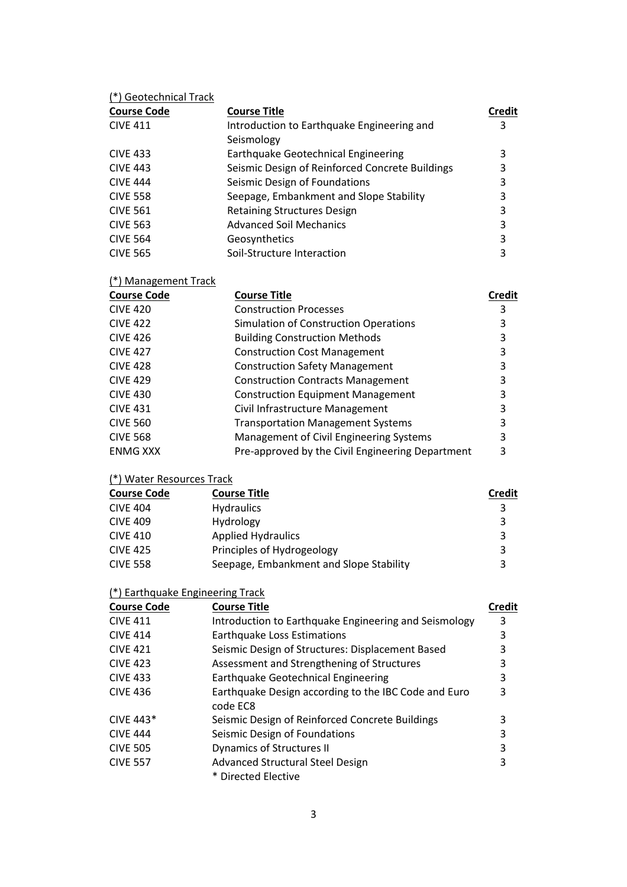(*) Geotechnical Track

| Course Code | Course Title | Credit |
|---|---|---|
| CIVE 411 | Introduction to Earthquake Engineering and Seismology | 3 |
| CIVE 433 | Earthquake Geotechnical Engineering | 3 |
| CIVE 443 | Seismic Design of Reinforced Concrete Buildings | 3 |
| CIVE 444 | Seismic Design of Foundations | 3 |
| CIVE 558 | Seepage, Embankment and Slope Stability | 3 |
| CIVE 561 | Retaining Structures Design | 3 |
| CIVE 563 | Advanced Soil Mechanics | 3 |
| CIVE 564 | Geosynthetics | 3 |
| CIVE 565 | Soil-Structure Interaction | 3 |

(*) Management Track

| Course Code | Course Title | Credit |
|---|---|---|
| CIVE 420 | Construction Processes | 3 |
| CIVE 422 | Simulation of Construction Operations | 3 |
| CIVE 426 | Building Construction Methods | 3 |
| CIVE 427 | Construction Cost Management | 3 |
| CIVE 428 | Construction Safety Management | 3 |
| CIVE 429 | Construction Contracts Management | 3 |
| CIVE 430 | Construction Equipment Management | 3 |
| CIVE 431 | Civil Infrastructure Management | 3 |
| CIVE 560 | Transportation Management Systems | 3 |
| CIVE 568 | Management of Civil Engineering Systems | 3 |
| ENMG XXX | Pre-approved by the Civil Engineering Department | 3 |

(*) Water Resources Track

| Course Code | Course Title | Credit |
|---|---|---|
| CIVE 404 | Hydraulics | 3 |
| CIVE 409 | Hydrology | 3 |
| CIVE 410 | Applied Hydraulics | 3 |
| CIVE 425 | Principles of Hydrogeology | 3 |
| CIVE 558 | Seepage, Embankment and Slope Stability | 3 |

(*) Earthquake Engineering Track

| Course Code | Course Title | Credit |
|---|---|---|
| CIVE 411 | Introduction to Earthquake Engineering and Seismology | 3 |
| CIVE 414 | Earthquake Loss Estimations | 3 |
| CIVE 421 | Seismic Design of Structures: Displacement Based | 3 |
| CIVE 423 | Assessment and Strengthening of Structures | 3 |
| CIVE 433 | Earthquake Geotechnical Engineering | 3 |
| CIVE 436 | Earthquake Design according to the IBC Code and Euro code EC8 | 3 |
| CIVE 443* | Seismic Design of Reinforced Concrete Buildings | 3 |
| CIVE 444 | Seismic Design of Foundations | 3 |
| CIVE 505 | Dynamics of Structures II | 3 |
| CIVE 557 | Advanced Structural Steel Design | 3 |

\* Directed Elective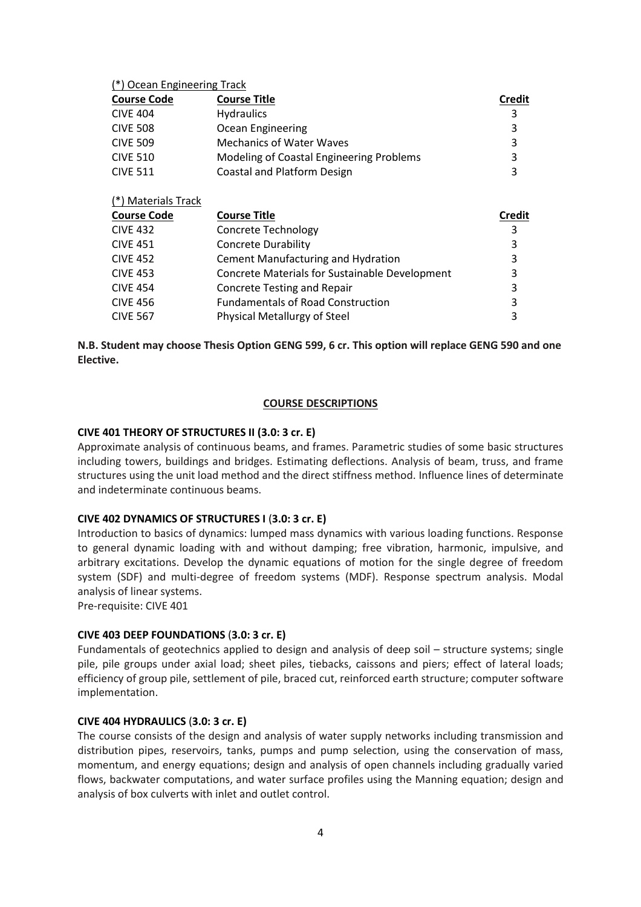(*) Ocean Engineering Track

| Course Code | Course Title | Credit |
| --- | --- | --- |
| CIVE 404 | Hydraulics | 3 |
| CIVE 508 | Ocean Engineering | 3 |
| CIVE 509 | Mechanics of Water Waves | 3 |
| CIVE 510 | Modeling of Coastal Engineering Problems | 3 |
| CIVE 511 | Coastal and Platform Design | 3 |

(*) Materials Track

| Course Code | Course Title | Credit |
| --- | --- | --- |
| CIVE 432 | Concrete Technology | 3 |
| CIVE 451 | Concrete Durability | 3 |
| CIVE 452 | Cement Manufacturing and Hydration | 3 |
| CIVE 453 | Concrete Materials for Sustainable Development | 3 |
| CIVE 454 | Concrete Testing and Repair | 3 |
| CIVE 456 | Fundamentals of Road Construction | 3 |
| CIVE 567 | Physical Metallurgy of Steel | 3 |

**N.B. Student may choose Thesis Option GENG 599, 6 cr. This option will replace GENG 590 and one Elective.**

## COURSE DESCRIPTIONS

**CIVE 401 THEORY OF STRUCTURES II (3.0: 3 cr. E)**

Approximate analysis of continuous beams, and frames. Parametric studies of some basic structures including towers, buildings and bridges. Estimating deflections. Analysis of beam, truss, and frame structures using the unit load method and the direct stiffness method. Influence lines of determinate and indeterminate continuous beams.

**CIVE 402 DYNAMICS OF STRUCTURES I (3.0: 3 cr. E)**

Introduction to basics of dynamics: lumped mass dynamics with various loading functions. Response to general dynamic loading with and without damping; free vibration, harmonic, impulsive, and arbitrary excitations. Develop the dynamic equations of motion for the single degree of freedom system (SDF) and multi-degree of freedom systems (MDF). Response spectrum analysis. Modal analysis of linear systems.

Pre-requisite: CIVE 401

**CIVE 403 DEEP FOUNDATIONS (3.0: 3 cr. E)**

Fundamentals of geotechnics applied to design and analysis of deep soil – structure systems; single pile, pile groups under axial load; sheet piles, tiebacks, caissons and piers; effect of lateral loads; efficiency of group pile, settlement of pile, braced cut, reinforced earth structure; computer software implementation.

**CIVE 404 HYDRAULICS (3.0: 3 cr. E)**

The course consists of the design and analysis of water supply networks including transmission and distribution pipes, reservoirs, tanks, pumps and pump selection, using the conservation of mass, momentum, and energy equations; design and analysis of open channels including gradually varied flows, backwater computations, and water surface profiles using the Manning equation; design and analysis of box culverts with inlet and outlet control.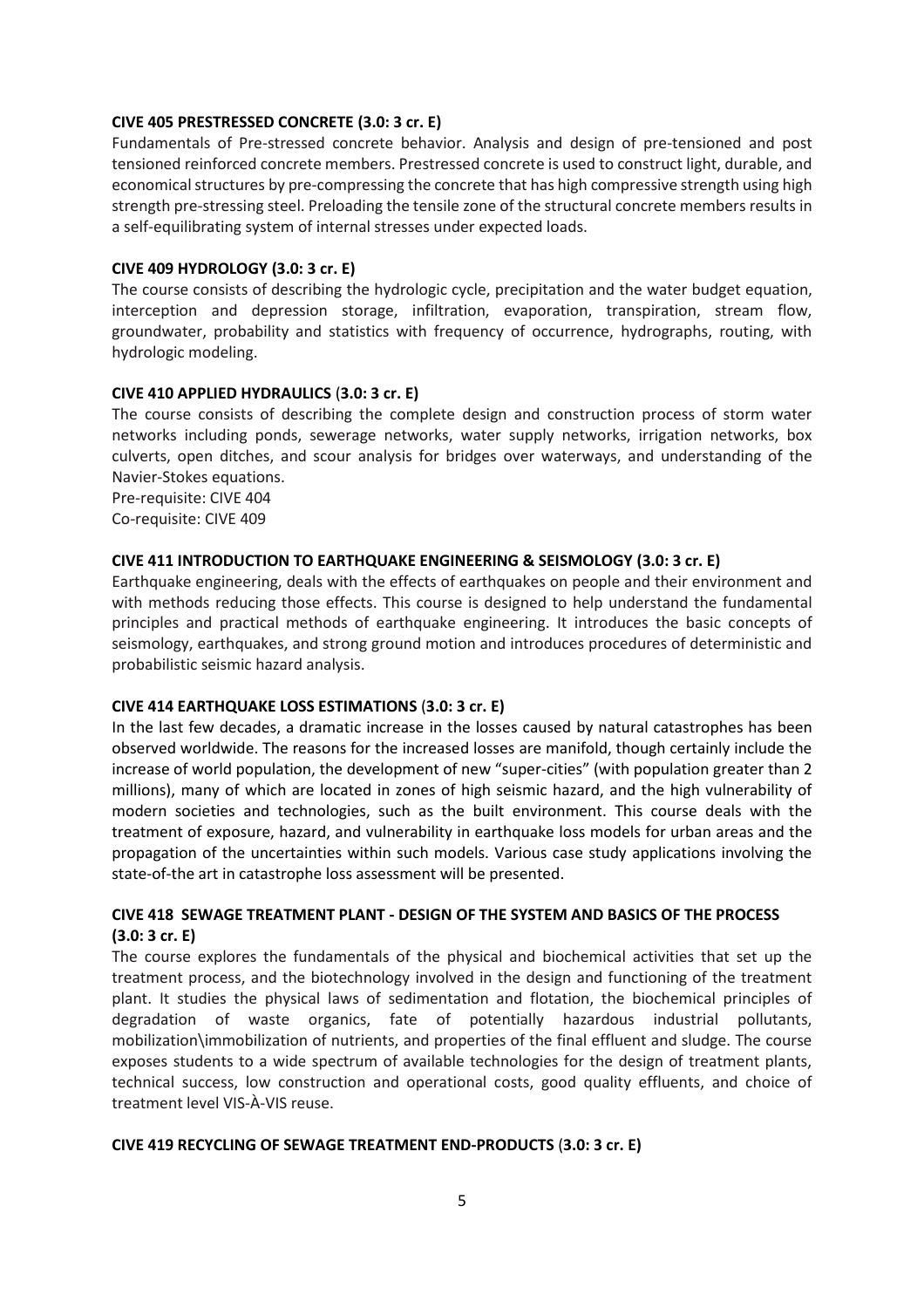**CIVE 405 PRESTRESSED CONCRETE (3.0: 3 cr. E)**

Fundamentals of Pre-stressed concrete behavior. Analysis and design of pre-tensioned and post tensioned reinforced concrete members. Prestressed concrete is used to construct light, durable, and economical structures by pre-compressing the concrete that has high compressive strength using high strength pre-stressing steel. Preloading the tensile zone of the structural concrete members results in a self-equilibrating system of internal stresses under expected loads.

**CIVE 409 HYDROLOGY (3.0: 3 cr. E)**

The course consists of describing the hydrologic cycle, precipitation and the water budget equation, interception and depression storage, infiltration, evaporation, transpiration, stream flow, groundwater, probability and statistics with frequency of occurrence, hydrographs, routing, with hydrologic modeling.

**CIVE 410 APPLIED HYDRAULICS (3.0: 3 cr. E)**

The course consists of describing the complete design and construction process of storm water networks including ponds, sewerage networks, water supply networks, irrigation networks, box culverts, open ditches, and scour analysis for bridges over waterways, and understanding of the Navier-Stokes equations.

Pre-requisite: CIVE 404

Co-requisite: CIVE 409

**CIVE 411 INTRODUCTION TO EARTHQUAKE ENGINEERING & SEISMOLOGY (3.0: 3 cr. E)**

Earthquake engineering, deals with the effects of earthquakes on people and their environment and with methods reducing those effects. This course is designed to help understand the fundamental principles and practical methods of earthquake engineering. It introduces the basic concepts of seismology, earthquakes, and strong ground motion and introduces procedures of deterministic and probabilistic seismic hazard analysis.

**CIVE 414 EARTHQUAKE LOSS ESTIMATIONS (3.0: 3 cr. E)**

In the last few decades, a dramatic increase in the losses caused by natural catastrophes has been observed worldwide. The reasons for the increased losses are manifold, though certainly include the increase of world population, the development of new "super-cities" (with population greater than 2 millions), many of which are located in zones of high seismic hazard, and the high vulnerability of modern societies and technologies, such as the built environment. This course deals with the treatment of exposure, hazard, and vulnerability in earthquake loss models for urban areas and the propagation of the uncertainties within such models. Various case study applications involving the state-of-the art in catastrophe loss assessment will be presented.

**CIVE 418 SEWAGE TREATMENT PLANT - DESIGN OF THE SYSTEM AND BASICS OF THE PROCESS (3.0: 3 cr. E)**

The course explores the fundamentals of the physical and biochemical activities that set up the treatment process, and the biotechnology involved in the design and functioning of the treatment plant. It studies the physical laws of sedimentation and flotation, the biochemical principles of degradation of waste organics, fate of potentially hazardous industrial pollutants, mobilization\immobilization of nutrients, and properties of the final effluent and sludge. The course exposes students to a wide spectrum of available technologies for the design of treatment plants, technical success, low construction and operational costs, good quality effluents, and choice of treatment level VIS-À-VIS reuse.

**CIVE 419 RECYCLING OF SEWAGE TREATMENT END-PRODUCTS (3.0: 3 cr. E)**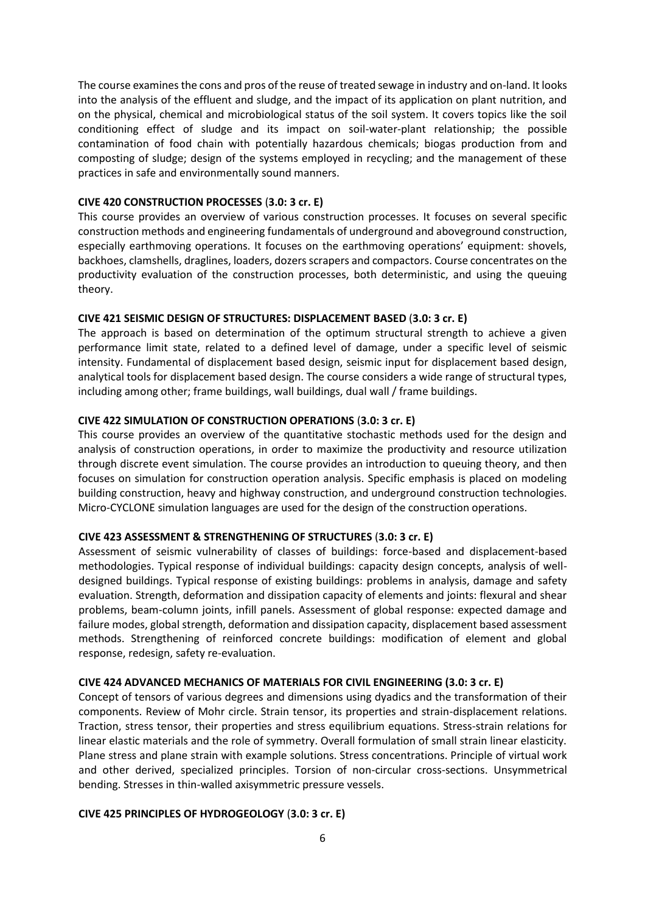The course examines the cons and pros of the reuse of treated sewage in industry and on-land. It looks into the analysis of the effluent and sludge, and the impact of its application on plant nutrition, and on the physical, chemical and microbiological status of the soil system. It covers topics like the soil conditioning effect of sludge and its impact on soil-water-plant relationship; the possible contamination of food chain with potentially hazardous chemicals; biogas production from and composting of sludge; design of the systems employed in recycling; and the management of these practices in safe and environmentally sound manners.

**CIVE 420 CONSTRUCTION PROCESSES (3.0: 3 cr. E)**

This course provides an overview of various construction processes. It focuses on several specific construction methods and engineering fundamentals of underground and aboveground construction, especially earthmoving operations. It focuses on the earthmoving operations' equipment: shovels, backhoes, clamshells, draglines, loaders, dozers scrapers and compactors. Course concentrates on the productivity evaluation of the construction processes, both deterministic, and using the queuing theory.

**CIVE 421 SEISMIC DESIGN OF STRUCTURES: DISPLACEMENT BASED (3.0: 3 cr. E)**

The approach is based on determination of the optimum structural strength to achieve a given performance limit state, related to a defined level of damage, under a specific level of seismic intensity. Fundamental of displacement based design, seismic input for displacement based design, analytical tools for displacement based design. The course considers a wide range of structural types, including among other; frame buildings, wall buildings, dual wall / frame buildings.

**CIVE 422 SIMULATION OF CONSTRUCTION OPERATIONS (3.0: 3 cr. E)**

This course provides an overview of the quantitative stochastic methods used for the design and analysis of construction operations, in order to maximize the productivity and resource utilization through discrete event simulation. The course provides an introduction to queuing theory, and then focuses on simulation for construction operation analysis. Specific emphasis is placed on modeling building construction, heavy and highway construction, and underground construction technologies. Micro-CYCLONE simulation languages are used for the design of the construction operations.

**CIVE 423 ASSESSMENT & STRENGTHENING OF STRUCTURES (3.0: 3 cr. E)**

Assessment of seismic vulnerability of classes of buildings: force-based and displacement-based methodologies. Typical response of individual buildings: capacity design concepts, analysis of well-designed buildings. Typical response of existing buildings: problems in analysis, damage and safety evaluation. Strength, deformation and dissipation capacity of elements and joints: flexural and shear problems, beam-column joints, infill panels. Assessment of global response: expected damage and failure modes, global strength, deformation and dissipation capacity, displacement based assessment methods. Strengthening of reinforced concrete buildings: modification of element and global response, redesign, safety re-evaluation.

**CIVE 424 ADVANCED MECHANICS OF MATERIALS FOR CIVIL ENGINEERING (3.0: 3 cr. E)**

Concept of tensors of various degrees and dimensions using dyadics and the transformation of their components. Review of Mohr circle. Strain tensor, its properties and strain-displacement relations. Traction, stress tensor, their properties and stress equilibrium equations. Stress-strain relations for linear elastic materials and the role of symmetry. Overall formulation of small strain linear elasticity. Plane stress and plane strain with example solutions. Stress concentrations. Principle of virtual work and other derived, specialized principles. Torsion of non-circular cross-sections. Unsymmetrical bending. Stresses in thin-walled axisymmetric pressure vessels.

**CIVE 425 PRINCIPLES OF HYDROGEOLOGY (3.0: 3 cr. E)**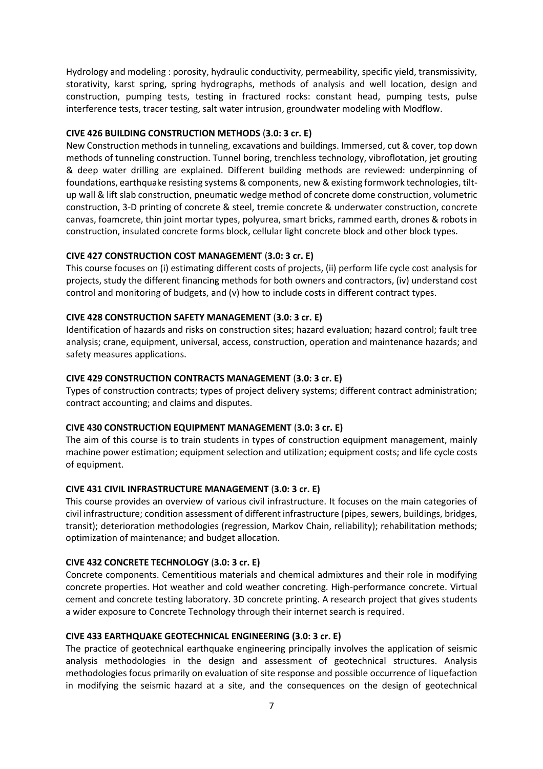Hydrology and modeling : porosity, hydraulic conductivity, permeability, specific yield, transmissivity, storativity, karst spring, spring hydrographs, methods of analysis and well location, design and construction, pumping tests, testing in fractured rocks: constant head, pumping tests, pulse interference tests, tracer testing, salt water intrusion, groundwater modeling with Modflow.

**CIVE 426 BUILDING CONSTRUCTION METHODS (3.0: 3 cr. E)**

New Construction methods in tunneling, excavations and buildings. Immersed, cut & cover, top down methods of tunneling construction. Tunnel boring, trenchless technology, vibroflotation, jet grouting & deep water drilling are explained. Different building methods are reviewed: underpinning of foundations, earthquake resisting systems & components, new & existing formwork technologies, tilt-up wall & lift slab construction, pneumatic wedge method of concrete dome construction, volumetric construction, 3-D printing of concrete & steel, tremie concrete & underwater construction, concrete canvas, foamcrete, thin joint mortar types, polyurea, smart bricks, rammed earth, drones & robots in construction, insulated concrete forms block, cellular light concrete block and other block types.

**CIVE 427 CONSTRUCTION COST MANAGEMENT (3.0: 3 cr. E)**

This course focuses on (i) estimating different costs of projects, (ii) perform life cycle cost analysis for projects, study the different financing methods for both owners and contractors, (iv) understand cost control and monitoring of budgets, and (v) how to include costs in different contract types.

**CIVE 428 CONSTRUCTION SAFETY MANAGEMENT (3.0: 3 cr. E)**

Identification of hazards and risks on construction sites; hazard evaluation; hazard control; fault tree analysis; crane, equipment, universal, access, construction, operation and maintenance hazards; and safety measures applications.

**CIVE 429 CONSTRUCTION CONTRACTS MANAGEMENT (3.0: 3 cr. E)**

Types of construction contracts; types of project delivery systems; different contract administration; contract accounting; and claims and disputes.

**CIVE 430 CONSTRUCTION EQUIPMENT MANAGEMENT (3.0: 3 cr. E)**

The aim of this course is to train students in types of construction equipment management, mainly machine power estimation; equipment selection and utilization; equipment costs; and life cycle costs of equipment.

**CIVE 431 CIVIL INFRASTRUCTURE MANAGEMENT (3.0: 3 cr. E)**

This course provides an overview of various civil infrastructure. It focuses on the main categories of civil infrastructure; condition assessment of different infrastructure (pipes, sewers, buildings, bridges, transit); deterioration methodologies (regression, Markov Chain, reliability); rehabilitation methods; optimization of maintenance; and budget allocation.

**CIVE 432 CONCRETE TECHNOLOGY (3.0: 3 cr. E)**

Concrete components. Cementitious materials and chemical admixtures and their role in modifying concrete properties. Hot weather and cold weather concreting. High-performance concrete. Virtual cement and concrete testing laboratory. 3D concrete printing. A research project that gives students a wider exposure to Concrete Technology through their internet search is required.

**CIVE 433 EARTHQUAKE GEOTECHNICAL ENGINEERING (3.0: 3 cr. E)**

The practice of geotechnical earthquake engineering principally involves the application of seismic analysis methodologies in the design and assessment of geotechnical structures. Analysis methodologies focus primarily on evaluation of site response and possible occurrence of liquefaction in modifying the seismic hazard at a site, and the consequences on the design of geotechnical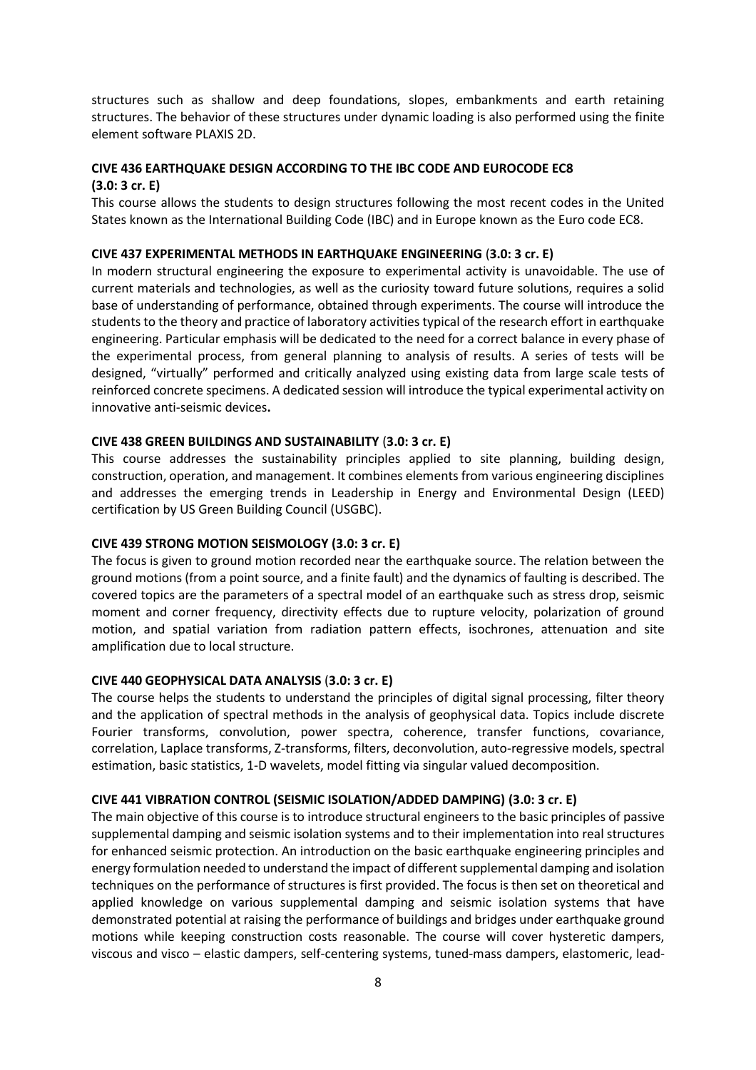structures such as shallow and deep foundations, slopes, embankments and earth retaining structures. The behavior of these structures under dynamic loading is also performed using the finite element software PLAXIS 2D.

**CIVE 436 EARTHQUAKE DESIGN ACCORDING TO THE IBC CODE AND EUROCODE EC8 (3.0: 3 cr. E)**

This course allows the students to design structures following the most recent codes in the United States known as the International Building Code (IBC) and in Europe known as the Euro code EC8.

**CIVE 437 EXPERIMENTAL METHODS IN EARTHQUAKE ENGINEERING (3.0: 3 cr. E)**

In modern structural engineering the exposure to experimental activity is unavoidable. The use of current materials and technologies, as well as the curiosity toward future solutions, requires a solid base of understanding of performance, obtained through experiments. The course will introduce the students to the theory and practice of laboratory activities typical of the research effort in earthquake engineering. Particular emphasis will be dedicated to the need for a correct balance in every phase of the experimental process, from general planning to analysis of results. A series of tests will be designed, "virtually" performed and critically analyzed using existing data from large scale tests of reinforced concrete specimens. A dedicated session will introduce the typical experimental activity on innovative anti-seismic devices**.**

**CIVE 438 GREEN BUILDINGS AND SUSTAINABILITY (3.0: 3 cr. E)**

This course addresses the sustainability principles applied to site planning, building design, construction, operation, and management. It combines elements from various engineering disciplines and addresses the emerging trends in Leadership in Energy and Environmental Design (LEED) certification by US Green Building Council (USGBC).

**CIVE 439 STRONG MOTION SEISMOLOGY (3.0: 3 cr. E)**

The focus is given to ground motion recorded near the earthquake source. The relation between the ground motions (from a point source, and a finite fault) and the dynamics of faulting is described. The covered topics are the parameters of a spectral model of an earthquake such as stress drop, seismic moment and corner frequency, directivity effects due to rupture velocity, polarization of ground motion, and spatial variation from radiation pattern effects, isochrones, attenuation and site amplification due to local structure.

**CIVE 440 GEOPHYSICAL DATA ANALYSIS (3.0: 3 cr. E)**

The course helps the students to understand the principles of digital signal processing, filter theory and the application of spectral methods in the analysis of geophysical data. Topics include discrete Fourier transforms, convolution, power spectra, coherence, transfer functions, covariance, correlation, Laplace transforms, Z-transforms, filters, deconvolution, auto-regressive models, spectral estimation, basic statistics, 1-D wavelets, model fitting via singular valued decomposition.

**CIVE 441 VIBRATION CONTROL (SEISMIC ISOLATION/ADDED DAMPING) (3.0: 3 cr. E)**

The main objective of this course is to introduce structural engineers to the basic principles of passive supplemental damping and seismic isolation systems and to their implementation into real structures for enhanced seismic protection. An introduction on the basic earthquake engineering principles and energy formulation needed to understand the impact of different supplemental damping and isolation techniques on the performance of structures is first provided. The focus is then set on theoretical and applied knowledge on various supplemental damping and seismic isolation systems that have demonstrated potential at raising the performance of buildings and bridges under earthquake ground motions while keeping construction costs reasonable. The course will cover hysteretic dampers, viscous and visco – elastic dampers, self-centering systems, tuned-mass dampers, elastomeric, lead-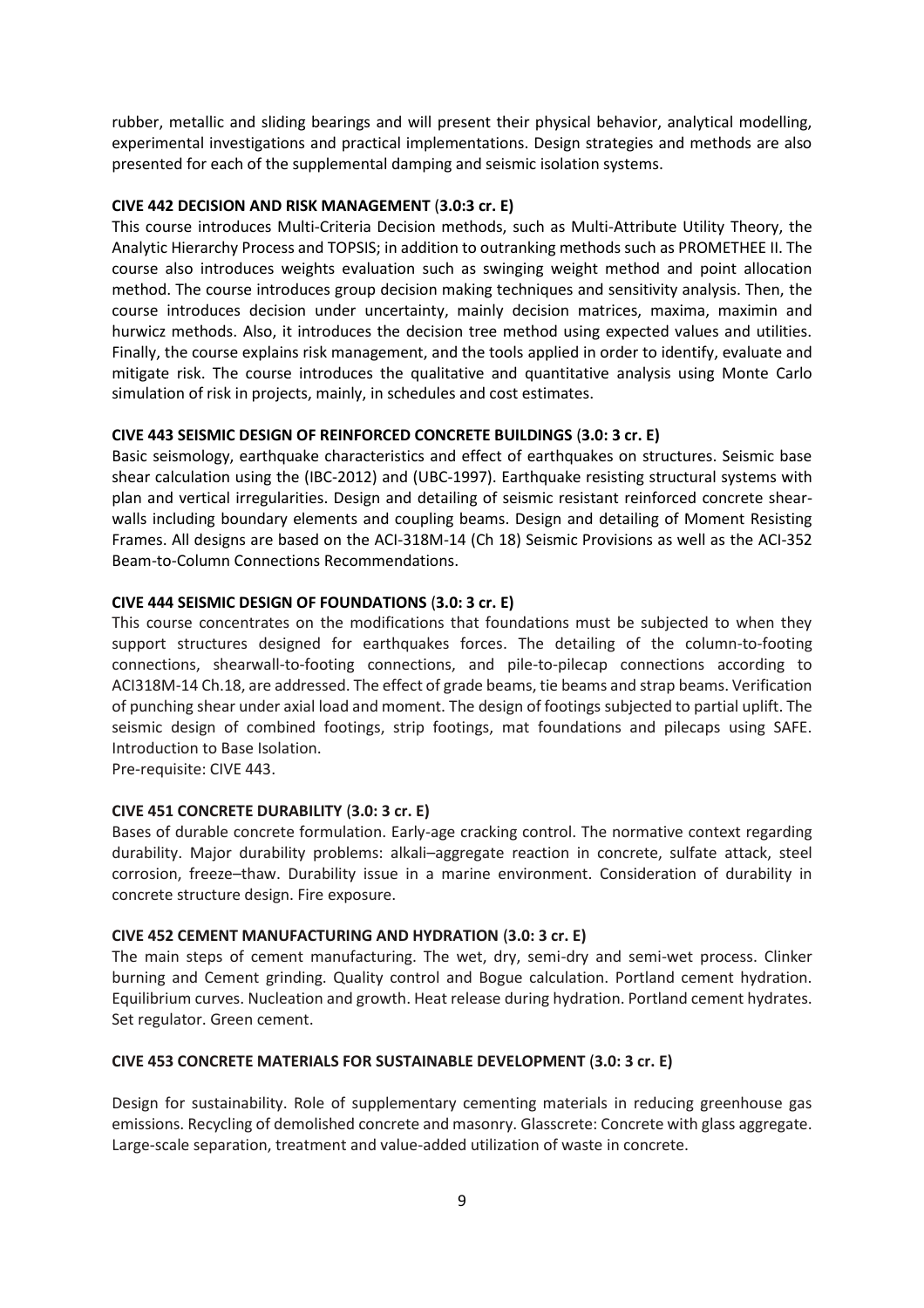rubber, metallic and sliding bearings and will present their physical behavior, analytical modelling, experimental investigations and practical implementations. Design strategies and methods are also presented for each of the supplemental damping and seismic isolation systems.

**CIVE 442 DECISION AND RISK MANAGEMENT (3.0:3 cr. E)**

This course introduces Multi-Criteria Decision methods, such as Multi-Attribute Utility Theory, the Analytic Hierarchy Process and TOPSIS; in addition to outranking methods such as PROMETHEE II. The course also introduces weights evaluation such as swinging weight method and point allocation method. The course introduces group decision making techniques and sensitivity analysis. Then, the course introduces decision under uncertainty, mainly decision matrices, maxima, maximin and hurwicz methods. Also, it introduces the decision tree method using expected values and utilities. Finally, the course explains risk management, and the tools applied in order to identify, evaluate and mitigate risk. The course introduces the qualitative and quantitative analysis using Monte Carlo simulation of risk in projects, mainly, in schedules and cost estimates.

**CIVE 443 SEISMIC DESIGN OF REINFORCED CONCRETE BUILDINGS (3.0: 3 cr. E)**

Basic seismology, earthquake characteristics and effect of earthquakes on structures. Seismic base shear calculation using the (IBC-2012) and (UBC-1997). Earthquake resisting structural systems with plan and vertical irregularities. Design and detailing of seismic resistant reinforced concrete shear-walls including boundary elements and coupling beams. Design and detailing of Moment Resisting Frames. All designs are based on the ACI-318M-14 (Ch 18) Seismic Provisions as well as the ACI-352 Beam-to-Column Connections Recommendations.

**CIVE 444 SEISMIC DESIGN OF FOUNDATIONS (3.0: 3 cr. E)**

This course concentrates on the modifications that foundations must be subjected to when they support structures designed for earthquakes forces. The detailing of the column-to-footing connections, shearwall-to-footing connections, and pile-to-pilecap connections according to ACI318M-14 Ch.18, are addressed. The effect of grade beams, tie beams and strap beams. Verification of punching shear under axial load and moment. The design of footings subjected to partial uplift. The seismic design of combined footings, strip footings, mat foundations and pilecaps using SAFE. Introduction to Base Isolation.

Pre-requisite: CIVE 443.

**CIVE 451 CONCRETE DURABILITY (3.0: 3 cr. E)**

Bases of durable concrete formulation. Early-age cracking control. The normative context regarding durability. Major durability problems: alkali–aggregate reaction in concrete, sulfate attack, steel corrosion, freeze–thaw. Durability issue in a marine environment. Consideration of durability in concrete structure design. Fire exposure.

**CIVE 452 CEMENT MANUFACTURING AND HYDRATION (3.0: 3 cr. E)**

The main steps of cement manufacturing. The wet, dry, semi-dry and semi-wet process. Clinker burning and Cement grinding. Quality control and Bogue calculation. Portland cement hydration. Equilibrium curves. Nucleation and growth. Heat release during hydration. Portland cement hydrates. Set regulator. Green cement.

**CIVE 453 CONCRETE MATERIALS FOR SUSTAINABLE DEVELOPMENT (3.0: 3 cr. E)**

Design for sustainability. Role of supplementary cementing materials in reducing greenhouse gas emissions. Recycling of demolished concrete and masonry. Glasscrete: Concrete with glass aggregate. Large-scale separation, treatment and value-added utilization of waste in concrete.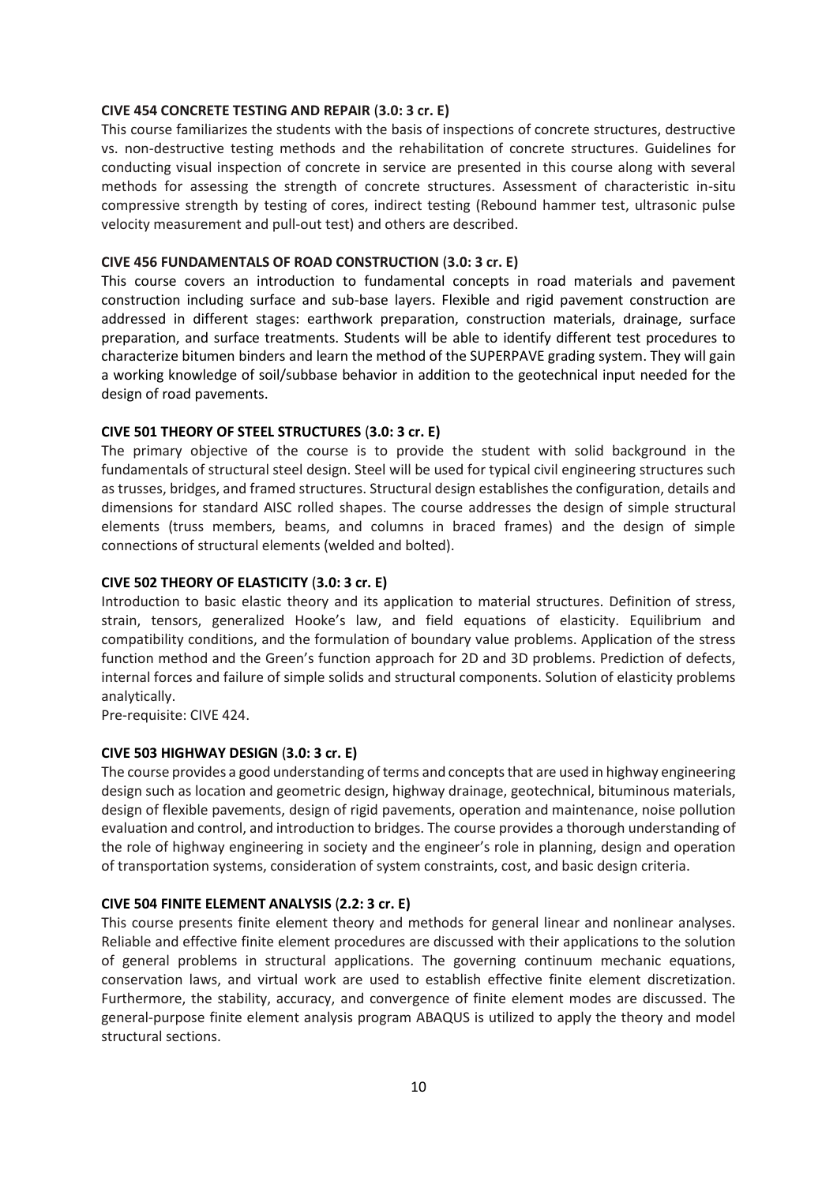**CIVE 454 CONCRETE TESTING AND REPAIR (3.0: 3 cr. E)**

This course familiarizes the students with the basis of inspections of concrete structures, destructive vs. non-destructive testing methods and the rehabilitation of concrete structures. Guidelines for conducting visual inspection of concrete in service are presented in this course along with several methods for assessing the strength of concrete structures. Assessment of characteristic in-situ compressive strength by testing of cores, indirect testing (Rebound hammer test, ultrasonic pulse velocity measurement and pull-out test) and others are described.

**CIVE 456 FUNDAMENTALS OF ROAD CONSTRUCTION (3.0: 3 cr. E)**

This course covers an introduction to fundamental concepts in road materials and pavement construction including surface and sub-base layers. Flexible and rigid pavement construction are addressed in different stages: earthwork preparation, construction materials, drainage, surface preparation, and surface treatments. Students will be able to identify different test procedures to characterize bitumen binders and learn the method of the SUPERPAVE grading system. They will gain a working knowledge of soil/subbase behavior in addition to the geotechnical input needed for the design of road pavements.

**CIVE 501 THEORY OF STEEL STRUCTURES (3.0: 3 cr. E)**

The primary objective of the course is to provide the student with solid background in the fundamentals of structural steel design. Steel will be used for typical civil engineering structures such as trusses, bridges, and framed structures. Structural design establishes the configuration, details and dimensions for standard AISC rolled shapes. The course addresses the design of simple structural elements (truss members, beams, and columns in braced frames) and the design of simple connections of structural elements (welded and bolted).

**CIVE 502 THEORY OF ELASTICITY (3.0: 3 cr. E)**

Introduction to basic elastic theory and its application to material structures. Definition of stress, strain, tensors, generalized Hooke's law, and field equations of elasticity. Equilibrium and compatibility conditions, and the formulation of boundary value problems. Application of the stress function method and the Green's function approach for 2D and 3D problems. Prediction of defects, internal forces and failure of simple solids and structural components. Solution of elasticity problems analytically.

Pre-requisite: CIVE 424.

**CIVE 503 HIGHWAY DESIGN (3.0: 3 cr. E)**

The course provides a good understanding of terms and concepts that are used in highway engineering design such as location and geometric design, highway drainage, geotechnical, bituminous materials, design of flexible pavements, design of rigid pavements, operation and maintenance, noise pollution evaluation and control, and introduction to bridges. The course provides a thorough understanding of the role of highway engineering in society and the engineer's role in planning, design and operation of transportation systems, consideration of system constraints, cost, and basic design criteria.

**CIVE 504 FINITE ELEMENT ANALYSIS (2.2: 3 cr. E)**

This course presents finite element theory and methods for general linear and nonlinear analyses. Reliable and effective finite element procedures are discussed with their applications to the solution of general problems in structural applications. The governing continuum mechanic equations, conservation laws, and virtual work are used to establish effective finite element discretization. Furthermore, the stability, accuracy, and convergence of finite element modes are discussed. The general-purpose finite element analysis program ABAQUS is utilized to apply the theory and model structural sections.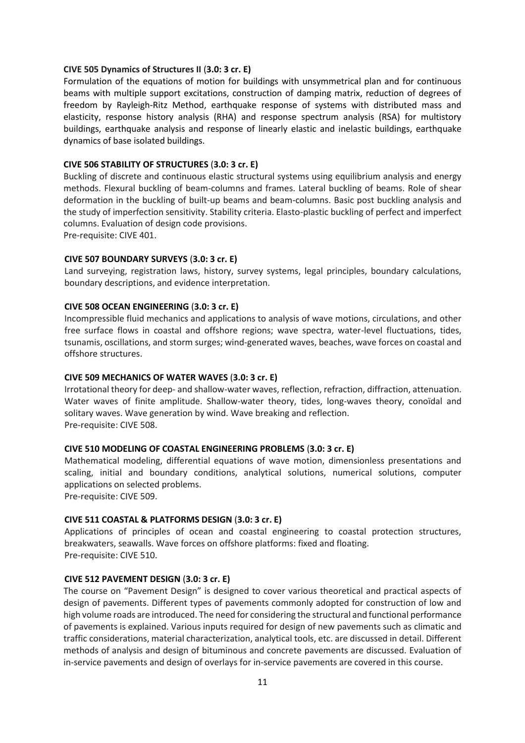**CIVE 505 Dynamics of Structures II (3.0: 3 cr. E)**

Formulation of the equations of motion for buildings with unsymmetrical plan and for continuous beams with multiple support excitations, construction of damping matrix, reduction of degrees of freedom by Rayleigh-Ritz Method, earthquake response of systems with distributed mass and elasticity, response history analysis (RHA) and response spectrum analysis (RSA) for multistory buildings, earthquake analysis and response of linearly elastic and inelastic buildings, earthquake dynamics of base isolated buildings.

**CIVE 506 STABILITY OF STRUCTURES (3.0: 3 cr. E)**

Buckling of discrete and continuous elastic structural systems using equilibrium analysis and energy methods. Flexural buckling of beam-columns and frames. Lateral buckling of beams. Role of shear deformation in the buckling of built-up beams and beam-columns. Basic post buckling analysis and the study of imperfection sensitivity. Stability criteria. Elasto-plastic buckling of perfect and imperfect columns. Evaluation of design code provisions.
Pre-requisite: CIVE 401.

**CIVE 507 BOUNDARY SURVEYS (3.0: 3 cr. E)**

Land surveying, registration laws, history, survey systems, legal principles, boundary calculations, boundary descriptions, and evidence interpretation.

**CIVE 508 OCEAN ENGINEERING (3.0: 3 cr. E)**

Incompressible fluid mechanics and applications to analysis of wave motions, circulations, and other free surface flows in coastal and offshore regions; wave spectra, water-level fluctuations, tides, tsunamis, oscillations, and storm surges; wind-generated waves, beaches, wave forces on coastal and offshore structures.

**CIVE 509 MECHANICS OF WATER WAVES (3.0: 3 cr. E)**

Irrotational theory for deep- and shallow-water waves, reflection, refraction, diffraction, attenuation. Water waves of finite amplitude. Shallow-water theory, tides, long-waves theory, conoïdal and solitary waves. Wave generation by wind. Wave breaking and reflection.
Pre-requisite: CIVE 508.

**CIVE 510 MODELING OF COASTAL ENGINEERING PROBLEMS (3.0: 3 cr. E)**

Mathematical modeling, differential equations of wave motion, dimensionless presentations and scaling, initial and boundary conditions, analytical solutions, numerical solutions, computer applications on selected problems.
Pre-requisite: CIVE 509.

**CIVE 511 COASTAL & PLATFORMS DESIGN (3.0: 3 cr. E)**

Applications of principles of ocean and coastal engineering to coastal protection structures, breakwaters, seawalls. Wave forces on offshore platforms: fixed and floating.
Pre-requisite: CIVE 510.

**CIVE 512 PAVEMENT DESIGN (3.0: 3 cr. E)**

The course on "Pavement Design" is designed to cover various theoretical and practical aspects of design of pavements. Different types of pavements commonly adopted for construction of low and high volume roads are introduced. The need for considering the structural and functional performance of pavements is explained. Various inputs required for design of new pavements such as climatic and traffic considerations, material characterization, analytical tools, etc. are discussed in detail. Different methods of analysis and design of bituminous and concrete pavements are discussed. Evaluation of in-service pavements and design of overlays for in-service pavements are covered in this course.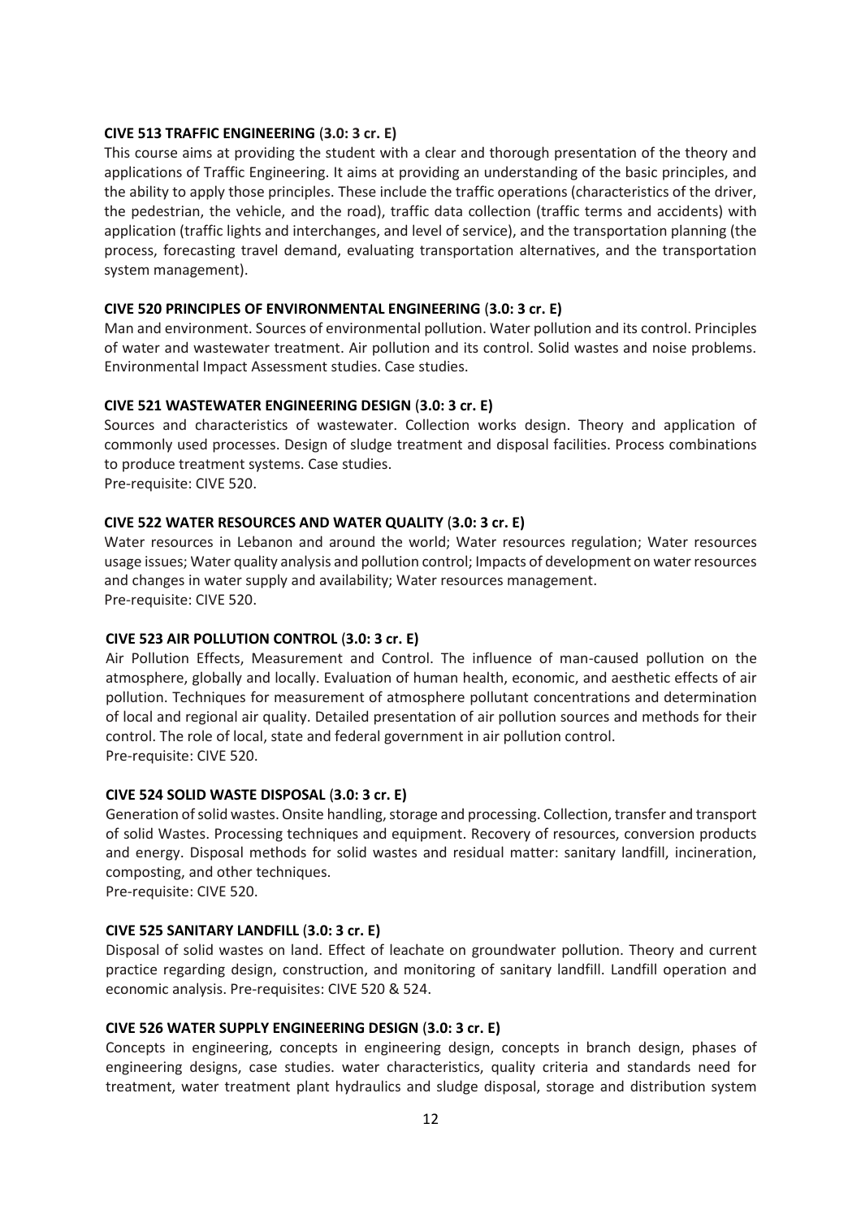**CIVE 513 TRAFFIC ENGINEERING (3.0: 3 cr. E)**

This course aims at providing the student with a clear and thorough presentation of the theory and applications of Traffic Engineering. It aims at providing an understanding of the basic principles, and the ability to apply those principles. These include the traffic operations (characteristics of the driver, the pedestrian, the vehicle, and the road), traffic data collection (traffic terms and accidents) with application (traffic lights and interchanges, and level of service), and the transportation planning (the process, forecasting travel demand, evaluating transportation alternatives, and the transportation system management).

**CIVE 520 PRINCIPLES OF ENVIRONMENTAL ENGINEERING (3.0: 3 cr. E)**

Man and environment. Sources of environmental pollution. Water pollution and its control. Principles of water and wastewater treatment. Air pollution and its control. Solid wastes and noise problems. Environmental Impact Assessment studies. Case studies.

**CIVE 521 WASTEWATER ENGINEERING DESIGN (3.0: 3 cr. E)**

Sources and characteristics of wastewater. Collection works design. Theory and application of commonly used processes. Design of sludge treatment and disposal facilities. Process combinations to produce treatment systems. Case studies.
Pre-requisite: CIVE 520.

**CIVE 522 WATER RESOURCES AND WATER QUALITY (3.0: 3 cr. E)**

Water resources in Lebanon and around the world; Water resources regulation; Water resources usage issues; Water quality analysis and pollution control; Impacts of development on water resources and changes in water supply and availability; Water resources management.
Pre-requisite: CIVE 520.

**CIVE 523 AIR POLLUTION CONTROL (3.0: 3 cr. E)**

Air Pollution Effects, Measurement and Control. The influence of man-caused pollution on the atmosphere, globally and locally. Evaluation of human health, economic, and aesthetic effects of air pollution. Techniques for measurement of atmosphere pollutant concentrations and determination of local and regional air quality. Detailed presentation of air pollution sources and methods for their control. The role of local, state and federal government in air pollution control.
Pre-requisite: CIVE 520.

**CIVE 524 SOLID WASTE DISPOSAL (3.0: 3 cr. E)**

Generation of solid wastes. Onsite handling, storage and processing. Collection, transfer and transport of solid Wastes. Processing techniques and equipment. Recovery of resources, conversion products and energy. Disposal methods for solid wastes and residual matter: sanitary landfill, incineration, composting, and other techniques.
Pre-requisite: CIVE 520.

**CIVE 525 SANITARY LANDFILL (3.0: 3 cr. E)**

Disposal of solid wastes on land. Effect of leachate on groundwater pollution. Theory and current practice regarding design, construction, and monitoring of sanitary landfill. Landfill operation and economic analysis. Pre-requisites: CIVE 520 & 524.

**CIVE 526 WATER SUPPLY ENGINEERING DESIGN (3.0: 3 cr. E)**

Concepts in engineering, concepts in engineering design, concepts in branch design, phases of engineering designs, case studies. water characteristics, quality criteria and standards need for treatment, water treatment plant hydraulics and sludge disposal, storage and distribution system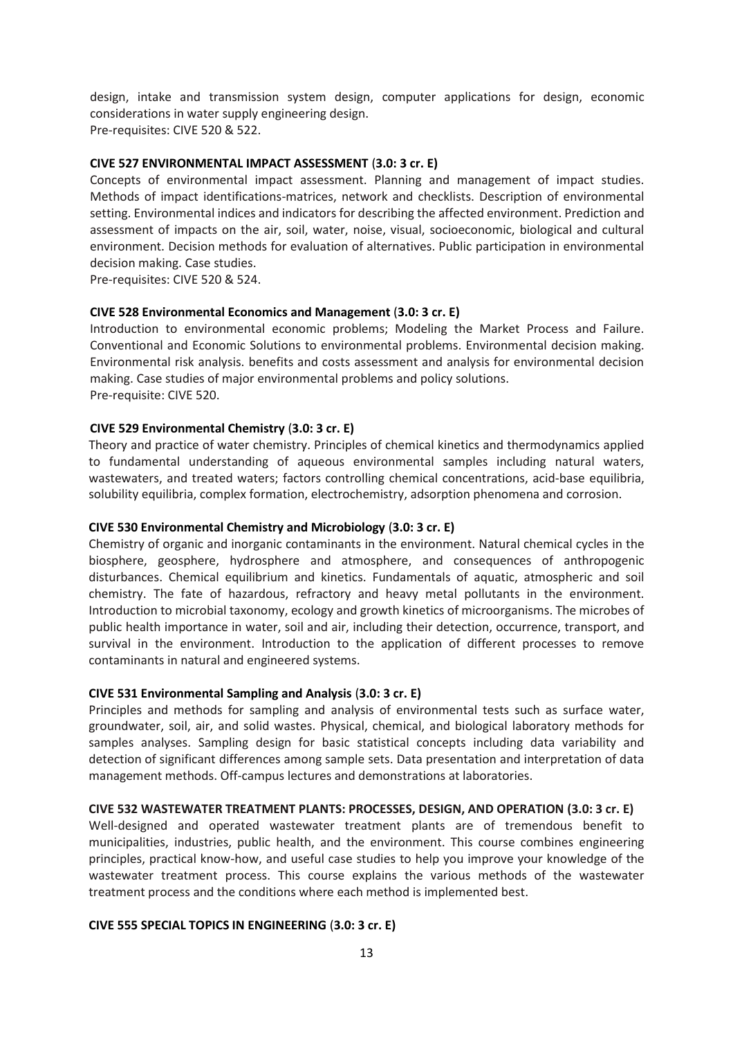design, intake and transmission system design, computer applications for design, economic considerations in water supply engineering design.
Pre-requisites: CIVE 520 & 522.

**CIVE 527 ENVIRONMENTAL IMPACT ASSESSMENT (3.0: 3 cr. E)**

Concepts of environmental impact assessment. Planning and management of impact studies. Methods of impact identifications-matrices, network and checklists. Description of environmental setting. Environmental indices and indicators for describing the affected environment. Prediction and assessment of impacts on the air, soil, water, noise, visual, socioeconomic, biological and cultural environment. Decision methods for evaluation of alternatives. Public participation in environmental decision making. Case studies.
Pre-requisites: CIVE 520 & 524.

**CIVE 528 Environmental Economics and Management (3.0: 3 cr. E)**

Introduction to environmental economic problems; Modeling the Market Process and Failure. Conventional and Economic Solutions to environmental problems. Environmental decision making. Environmental risk analysis. benefits and costs assessment and analysis for environmental decision making. Case studies of major environmental problems and policy solutions.
Pre-requisite: CIVE 520.

**CIVE 529 Environmental Chemistry (3.0: 3 cr. E)**

Theory and practice of water chemistry. Principles of chemical kinetics and thermodynamics applied to fundamental understanding of aqueous environmental samples including natural waters, wastewaters, and treated waters; factors controlling chemical concentrations, acid-base equilibria, solubility equilibria, complex formation, electrochemistry, adsorption phenomena and corrosion.

**CIVE 530 Environmental Chemistry and Microbiology (3.0: 3 cr. E)**

Chemistry of organic and inorganic contaminants in the environment. Natural chemical cycles in the biosphere, geosphere, hydrosphere and atmosphere, and consequences of anthropogenic disturbances. Chemical equilibrium and kinetics. Fundamentals of aquatic, atmospheric and soil chemistry. The fate of hazardous, refractory and heavy metal pollutants in the environment. Introduction to microbial taxonomy, ecology and growth kinetics of microorganisms. The microbes of public health importance in water, soil and air, including their detection, occurrence, transport, and survival in the environment. Introduction to the application of different processes to remove contaminants in natural and engineered systems.

**CIVE 531 Environmental Sampling and Analysis (3.0: 3 cr. E)**

Principles and methods for sampling and analysis of environmental tests such as surface water, groundwater, soil, air, and solid wastes. Physical, chemical, and biological laboratory methods for samples analyses. Sampling design for basic statistical concepts including data variability and detection of significant differences among sample sets. Data presentation and interpretation of data management methods. Off-campus lectures and demonstrations at laboratories.

**CIVE 532 WASTEWATER TREATMENT PLANTS: PROCESSES, DESIGN, AND OPERATION (3.0: 3 cr. E)**

Well-designed and operated wastewater treatment plants are of tremendous benefit to municipalities, industries, public health, and the environment. This course combines engineering principles, practical know-how, and useful case studies to help you improve your knowledge of the wastewater treatment process. This course explains the various methods of the wastewater treatment process and the conditions where each method is implemented best.

**CIVE 555 SPECIAL TOPICS IN ENGINEERING (3.0: 3 cr. E)**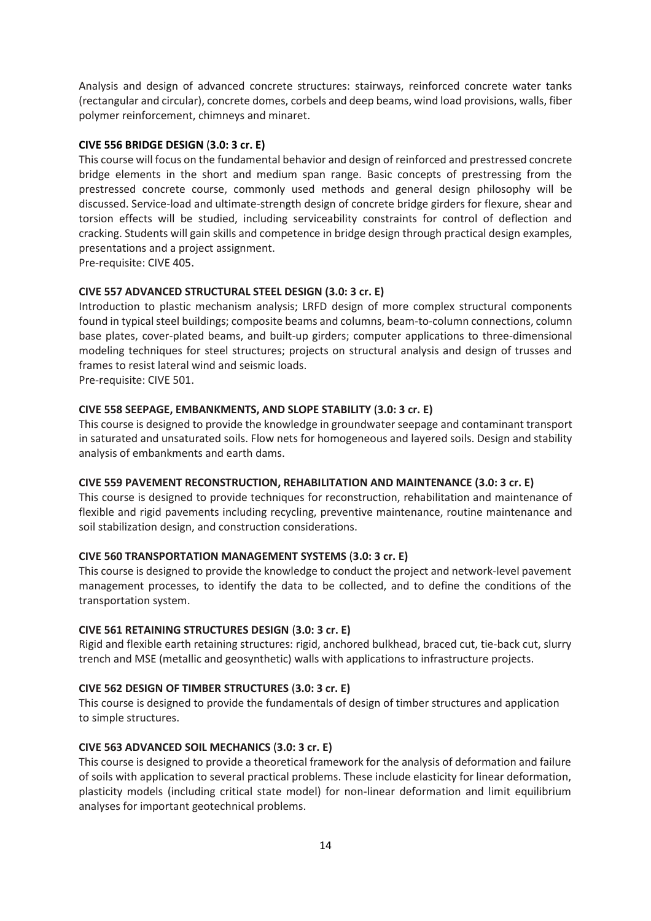Analysis and design of advanced concrete structures: stairways, reinforced concrete water tanks (rectangular and circular), concrete domes, corbels and deep beams, wind load provisions, walls, fiber polymer reinforcement, chimneys and minaret.

**CIVE 556 BRIDGE DESIGN (3.0: 3 cr. E)**

This course will focus on the fundamental behavior and design of reinforced and prestressed concrete bridge elements in the short and medium span range. Basic concepts of prestressing from the prestressed concrete course, commonly used methods and general design philosophy will be discussed. Service-load and ultimate-strength design of concrete bridge girders for flexure, shear and torsion effects will be studied, including serviceability constraints for control of deflection and cracking. Students will gain skills and competence in bridge design through practical design examples, presentations and a project assignment.

Pre-requisite: CIVE 405.

**CIVE 557 ADVANCED STRUCTURAL STEEL DESIGN (3.0: 3 cr. E)**

Introduction to plastic mechanism analysis; LRFD design of more complex structural components found in typical steel buildings; composite beams and columns, beam-to-column connections, column base plates, cover-plated beams, and built-up girders; computer applications to three-dimensional modeling techniques for steel structures; projects on structural analysis and design of trusses and frames to resist lateral wind and seismic loads.

Pre-requisite: CIVE 501.

**CIVE 558 SEEPAGE, EMBANKMENTS, AND SLOPE STABILITY (3.0: 3 cr. E)**

This course is designed to provide the knowledge in groundwater seepage and contaminant transport in saturated and unsaturated soils. Flow nets for homogeneous and layered soils. Design and stability analysis of embankments and earth dams.

**CIVE 559 PAVEMENT RECONSTRUCTION, REHABILITATION AND MAINTENANCE (3.0: 3 cr. E)**

This course is designed to provide techniques for reconstruction, rehabilitation and maintenance of flexible and rigid pavements including recycling, preventive maintenance, routine maintenance and soil stabilization design, and construction considerations.

**CIVE 560 TRANSPORTATION MANAGEMENT SYSTEMS (3.0: 3 cr. E)**

This course is designed to provide the knowledge to conduct the project and network-level pavement management processes, to identify the data to be collected, and to define the conditions of the transportation system.

**CIVE 561 RETAINING STRUCTURES DESIGN (3.0: 3 cr. E)**

Rigid and flexible earth retaining structures: rigid, anchored bulkhead, braced cut, tie-back cut, slurry trench and MSE (metallic and geosynthetic) walls with applications to infrastructure projects.

**CIVE 562 DESIGN OF TIMBER STRUCTURES (3.0: 3 cr. E)**

This course is designed to provide the fundamentals of design of timber structures and application to simple structures.

**CIVE 563 ADVANCED SOIL MECHANICS (3.0: 3 cr. E)**

This course is designed to provide a theoretical framework for the analysis of deformation and failure of soils with application to several practical problems. These include elasticity for linear deformation, plasticity models (including critical state model) for non-linear deformation and limit equilibrium analyses for important geotechnical problems.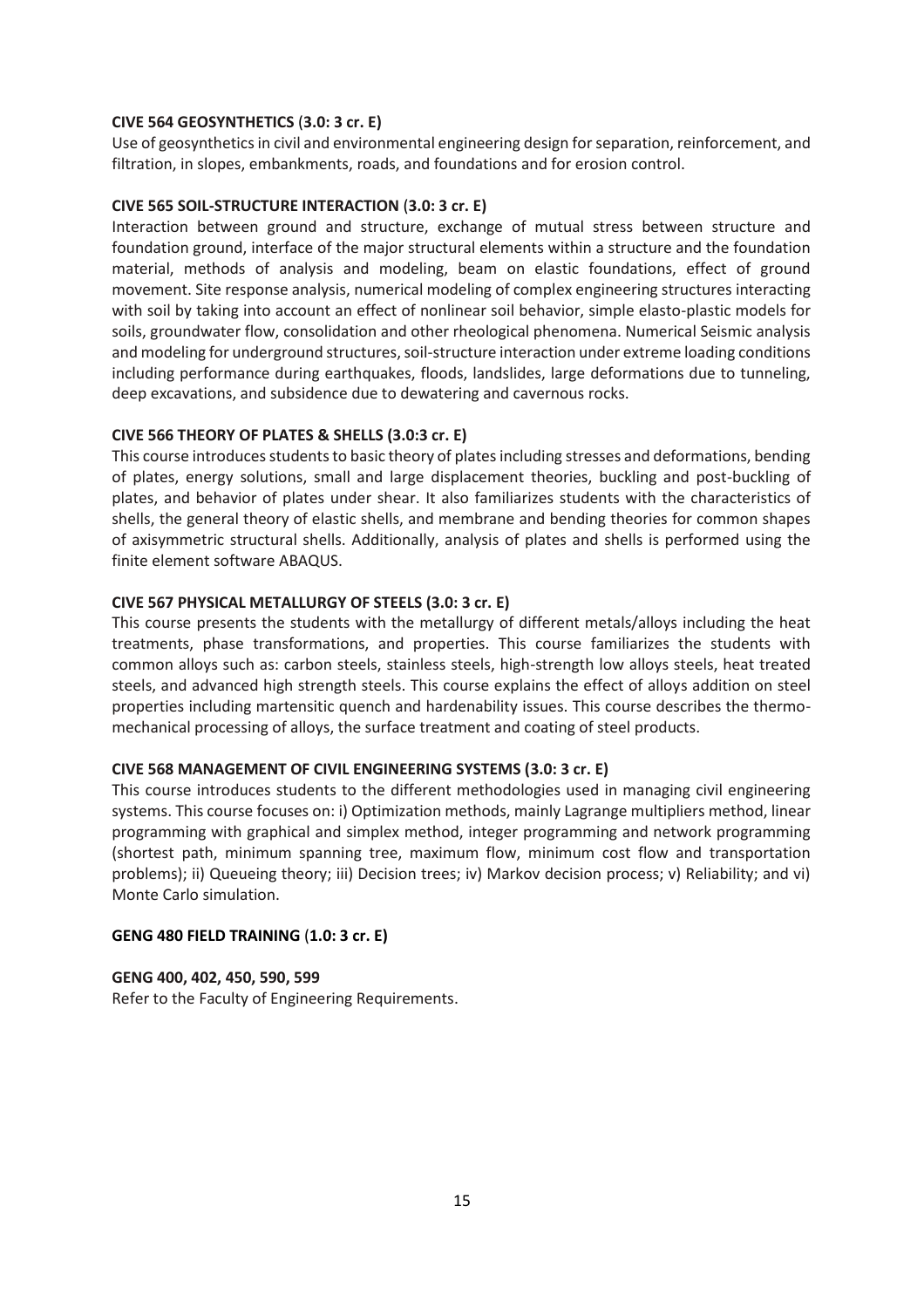**CIVE 564 GEOSYNTHETICS (3.0: 3 cr. E)**

Use of geosynthetics in civil and environmental engineering design for separation, reinforcement, and filtration, in slopes, embankments, roads, and foundations and for erosion control.

**CIVE 565 SOIL-STRUCTURE INTERACTION (3.0: 3 cr. E)**

Interaction between ground and structure, exchange of mutual stress between structure and foundation ground, interface of the major structural elements within a structure and the foundation material, methods of analysis and modeling, beam on elastic foundations, effect of ground movement. Site response analysis, numerical modeling of complex engineering structures interacting with soil by taking into account an effect of nonlinear soil behavior, simple elasto-plastic models for soils, groundwater flow, consolidation and other rheological phenomena. Numerical Seismic analysis and modeling for underground structures, soil-structure interaction under extreme loading conditions including performance during earthquakes, floods, landslides, large deformations due to tunneling, deep excavations, and subsidence due to dewatering and cavernous rocks.

**CIVE 566 THEORY OF PLATES & SHELLS (3.0:3 cr. E)**

This course introduces students to basic theory of plates including stresses and deformations, bending of plates, energy solutions, small and large displacement theories, buckling and post-buckling of plates, and behavior of plates under shear. It also familiarizes students with the characteristics of shells, the general theory of elastic shells, and membrane and bending theories for common shapes of axisymmetric structural shells. Additionally, analysis of plates and shells is performed using the finite element software ABAQUS.

**CIVE 567 PHYSICAL METALLURGY OF STEELS (3.0: 3 cr. E)**

This course presents the students with the metallurgy of different metals/alloys including the heat treatments, phase transformations, and properties. This course familiarizes the students with common alloys such as: carbon steels, stainless steels, high-strength low alloys steels, heat treated steels, and advanced high strength steels. This course explains the effect of alloys addition on steel properties including martensitic quench and hardenability issues. This course describes the thermo-mechanical processing of alloys, the surface treatment and coating of steel products.

**CIVE 568 MANAGEMENT OF CIVIL ENGINEERING SYSTEMS (3.0: 3 cr. E)**

This course introduces students to the different methodologies used in managing civil engineering systems. This course focuses on: i) Optimization methods, mainly Lagrange multipliers method, linear programming with graphical and simplex method, integer programming and network programming (shortest path, minimum spanning tree, maximum flow, minimum cost flow and transportation problems); ii) Queueing theory; iii) Decision trees; iv) Markov decision process; v) Reliability; and vi) Monte Carlo simulation.

**GENG 480 FIELD TRAINING (1.0: 3 cr. E)**

**GENG 400, 402, 450, 590, 599**

Refer to the Faculty of Engineering Requirements.